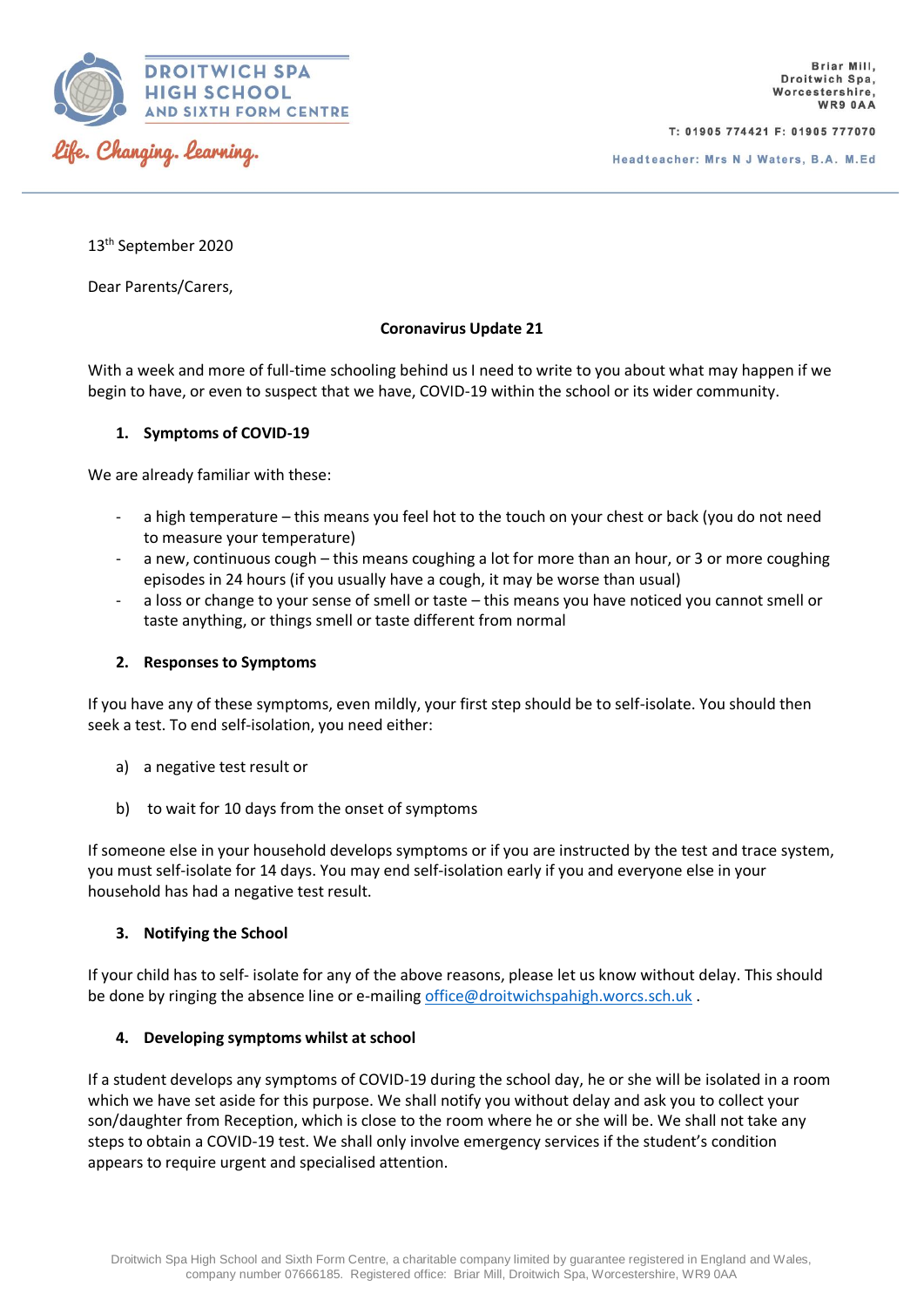**DROITWICH SPA HIGH SCHOOL AND SIXTH FORM CENTRE**

*Life. Changing. Learning.*

Briar Mill,
Droitwich Spa,
Worcestershire,
WR9 0AA

T: 01905 774421 F: 01905 777070

Headteacher: Mrs N J Waters, B.A. M.Ed

13th September 2020

Dear Parents/Carers,

**Coronavirus Update 21**

With a week and more of full-time schooling behind us I need to write to you about what may happen if we begin to have, or even to suspect that we have, COVID-19 within the school or its wider community.

1. **Symptoms of COVID-19**

We are already familiar with these:

- a high temperature – this means you feel hot to the touch on your chest or back (you do not need to measure your temperature)
- a new, continuous cough – this means coughing a lot for more than an hour, or 3 or more coughing episodes in 24 hours (if you usually have a cough, it may be worse than usual)
- a loss or change to your sense of smell or taste – this means you have noticed you cannot smell or taste anything, or things smell or taste different from normal

2. **Responses to Symptoms**

If you have any of these symptoms, even mildly, your first step should be to self-isolate. You should then seek a test. To end self-isolation, you need either:

a) a negative test result or

b) to wait for 10 days from the onset of symptoms

If someone else in your household develops symptoms or if you are instructed by the test and trace system, you must self-isolate for 14 days. You may end self-isolation early if you and everyone else in your household has had a negative test result.

3. **Notifying the School**

If your child has to self- isolate for any of the above reasons, please let us know without delay. This should be done by ringing the absence line or e-mailing office@droitwichspahigh.worcs.sch.uk .

4. **Developing symptoms whilst at school**

If a student develops any symptoms of COVID-19 during the school day, he or she will be isolated in a room which we have set aside for this purpose. We shall notify you without delay and ask you to collect your son/daughter from Reception, which is close to the room where he or she will be. We shall not take any steps to obtain a COVID-19 test. We shall only involve emergency services if the student's condition appears to require urgent and specialised attention.

Droitwich Spa High School and Sixth Form Centre, a charitable company limited by guarantee registered in England and Wales, company number 07666185. Registered office: Briar Mill, Droitwich Spa, Worcestershire, WR9 0AA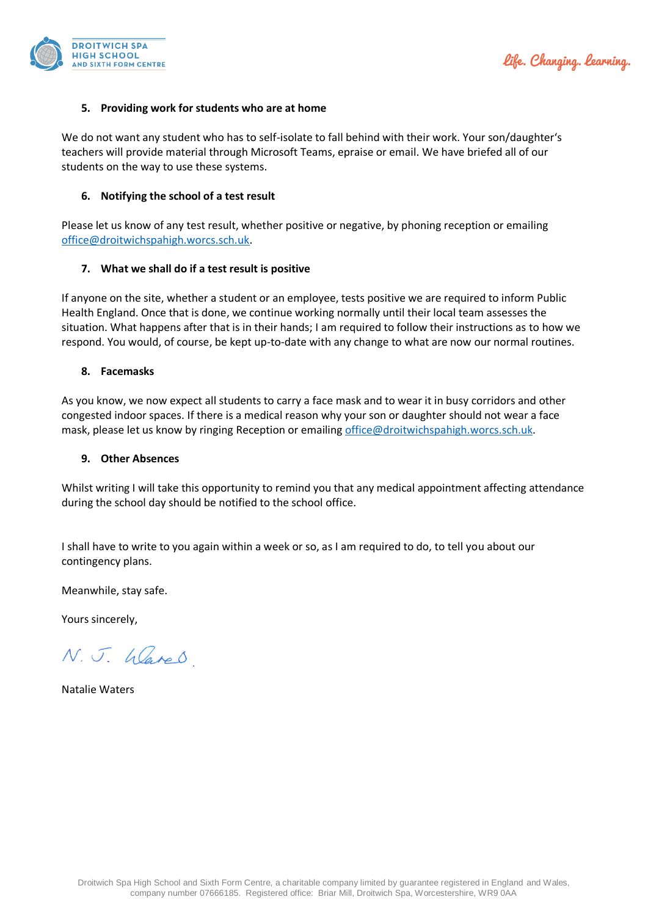5. **Providing work for students who are at home**

We do not want any student who has to self-isolate to fall behind with their work. Your son/daughter's teachers will provide material through Microsoft Teams, epraise or email. We have briefed all of our students on the way to use these systems.

6. **Notifying the school of a test result**

Please let us know of any test result, whether positive or negative, by phoning reception or emailing office@droitwichspahigh.worcs.sch.uk.

7. **What we shall do if a test result is positive**

If anyone on the site, whether a student or an employee, tests positive we are required to inform Public Health England. Once that is done, we continue working normally until their local team assesses the situation. What happens after that is in their hands; I am required to follow their instructions as to how we respond. You would, of course, be kept up-to-date with any change to what are now our normal routines.

8. **Facemasks**

As you know, we now expect all students to carry a face mask and to wear it in busy corridors and other congested indoor spaces. If there is a medical reason why your son or daughter should not wear a face mask, please let us know by ringing Reception or emailing office@droitwichspahigh.worcs.sch.uk.

9. **Other Absences**

Whilst writing I will take this opportunity to remind you that any medical appointment affecting attendance during the school day should be notified to the school office.

I shall have to write to you again within a week or so, as I am required to do, to tell you about our contingency plans.

Meanwhile, stay safe.

Yours sincerely,

N. J. Waters

Natalie Waters

Droitwich Spa High School and Sixth Form Centre, a charitable company limited by guarantee registered in England and Wales, company number 07666185. Registered office: Briar Mill, Droitwich Spa, Worcestershire, WR9 0AA